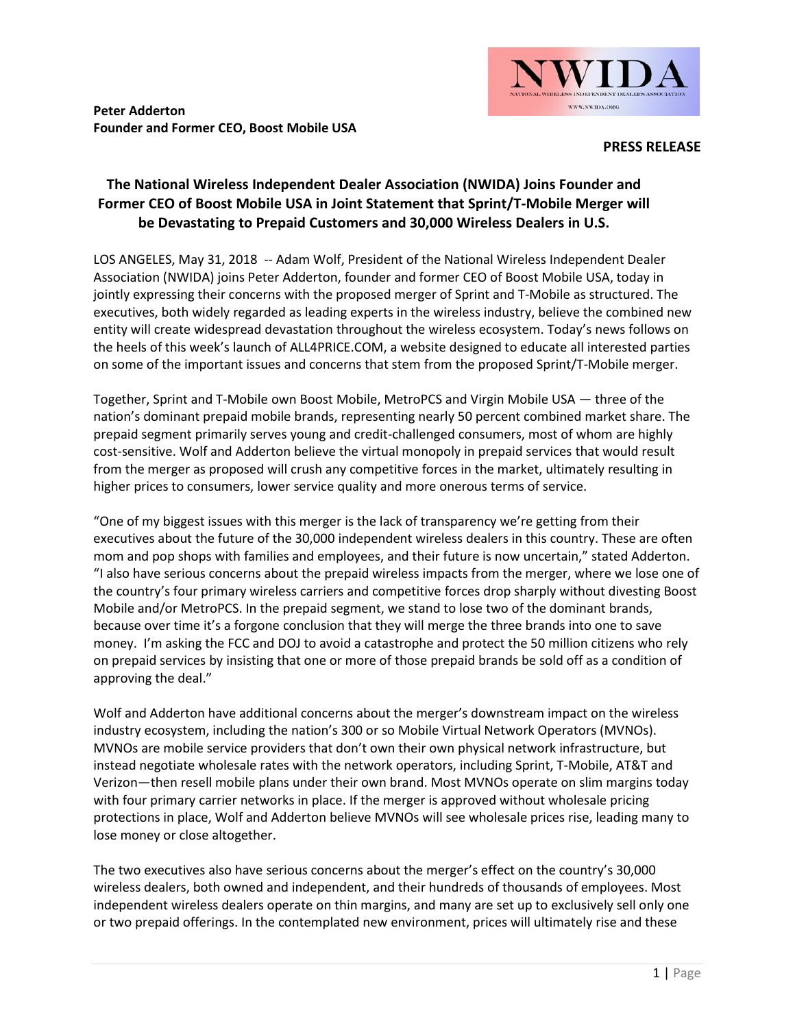**Peter Adderton**
**Founder and Former CEO, Boost Mobile USA**

NWIDA
NATIONAL WIRELESS INDEPENDENT DEALERS ASSOCIATION
WWW.NWIDA.ORG

**PRESS RELEASE**

## The National Wireless Independent Dealer Association (NWIDA) Joins Founder and Former CEO of Boost Mobile USA in Joint Statement that Sprint/T-Mobile Merger will be Devastating to Prepaid Customers and 30,000 Wireless Dealers in U.S.

LOS ANGELES, May 31, 2018 -- Adam Wolf, President of the National Wireless Independent Dealer Association (NWIDA) joins Peter Adderton, founder and former CEO of Boost Mobile USA, today in jointly expressing their concerns with the proposed merger of Sprint and T-Mobile as structured. The executives, both widely regarded as leading experts in the wireless industry, believe the combined new entity will create widespread devastation throughout the wireless ecosystem. Today's news follows on the heels of this week's launch of ALL4PRICE.COM, a website designed to educate all interested parties on some of the important issues and concerns that stem from the proposed Sprint/T-Mobile merger.

Together, Sprint and T-Mobile own Boost Mobile, MetroPCS and Virgin Mobile USA — three of the nation's dominant prepaid mobile brands, representing nearly 50 percent combined market share. The prepaid segment primarily serves young and credit-challenged consumers, most of whom are highly cost-sensitive. Wolf and Adderton believe the virtual monopoly in prepaid services that would result from the merger as proposed will crush any competitive forces in the market, ultimately resulting in higher prices to consumers, lower service quality and more onerous terms of service.

"One of my biggest issues with this merger is the lack of transparency we're getting from their executives about the future of the 30,000 independent wireless dealers in this country. These are often mom and pop shops with families and employees, and their future is now uncertain," stated Adderton. "I also have serious concerns about the prepaid wireless impacts from the merger, where we lose one of the country's four primary wireless carriers and competitive forces drop sharply without divesting Boost Mobile and/or MetroPCS. In the prepaid segment, we stand to lose two of the dominant brands, because over time it's a forgone conclusion that they will merge the three brands into one to save money. I'm asking the FCC and DOJ to avoid a catastrophe and protect the 50 million citizens who rely on prepaid services by insisting that one or more of those prepaid brands be sold off as a condition of approving the deal."

Wolf and Adderton have additional concerns about the merger's downstream impact on the wireless industry ecosystem, including the nation's 300 or so Mobile Virtual Network Operators (MVNOs). MVNOs are mobile service providers that don't own their own physical network infrastructure, but instead negotiate wholesale rates with the network operators, including Sprint, T-Mobile, AT&T and Verizon—then resell mobile plans under their own brand. Most MVNOs operate on slim margins today with four primary carrier networks in place. If the merger is approved without wholesale pricing protections in place, Wolf and Adderton believe MVNOs will see wholesale prices rise, leading many to lose money or close altogether.

The two executives also have serious concerns about the merger's effect on the country's 30,000 wireless dealers, both owned and independent, and their hundreds of thousands of employees. Most independent wireless dealers operate on thin margins, and many are set up to exclusively sell only one or two prepaid offerings. In the contemplated new environment, prices will ultimately rise and these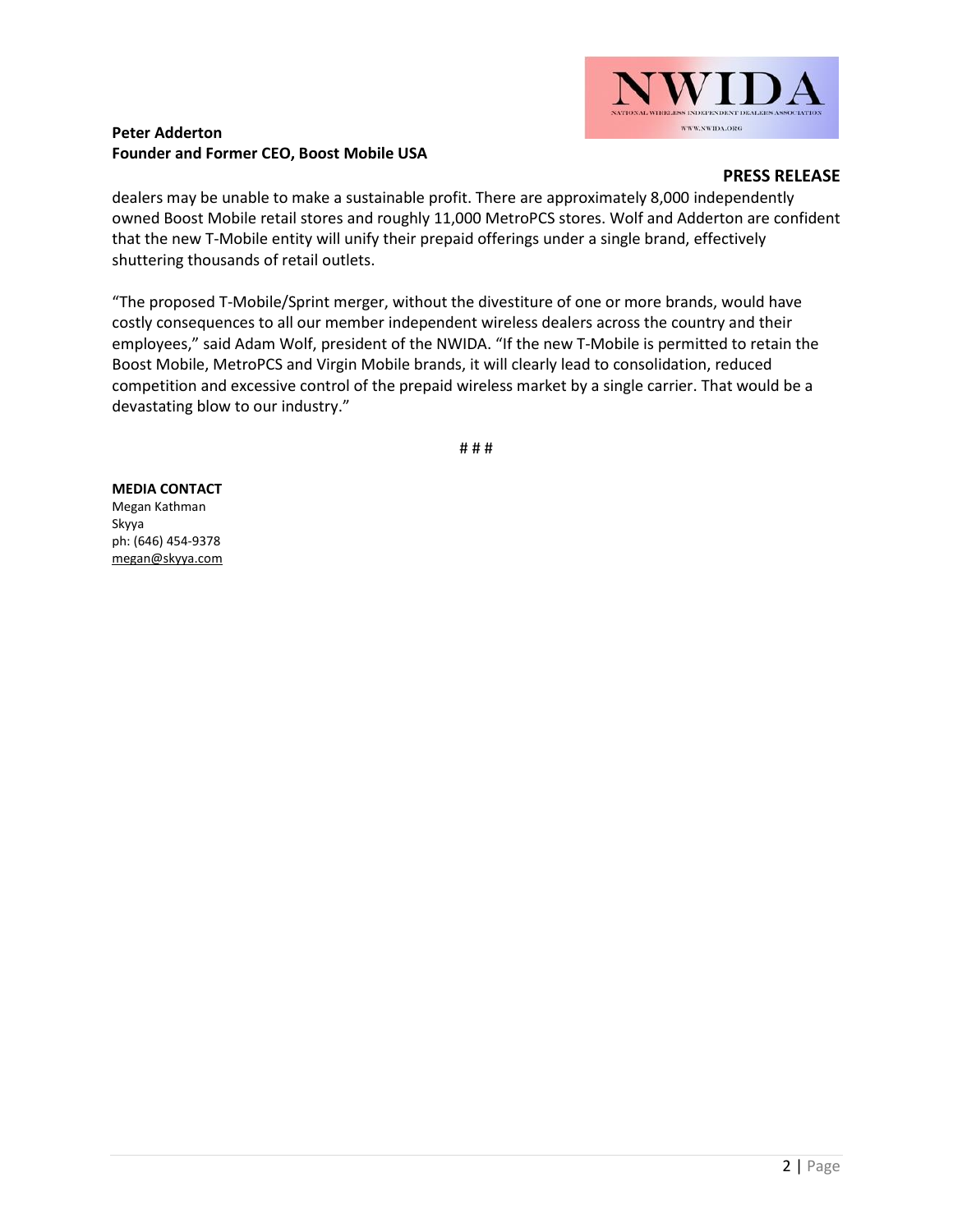dealers may be unable to make a sustainable profit. There are approximately 8,000 independently owned Boost Mobile retail stores and roughly 11,000 MetroPCS stores. Wolf and Adderton are confident that the new T-Mobile entity will unify their prepaid offerings under a single brand, effectively shuttering thousands of retail outlets.

"The proposed T-Mobile/Sprint merger, without the divestiture of one or more brands, would have costly consequences to all our member independent wireless dealers across the country and their employees," said Adam Wolf, president of the NWIDA. "If the new T-Mobile is permitted to retain the Boost Mobile, MetroPCS and Virgin Mobile brands, it will clearly lead to consolidation, reduced competition and excessive control of the prepaid wireless market by a single carrier. That would be a devastating blow to our industry."

# # #

**MEDIA CONTACT**
Megan Kathman
Skyya
ph: (646) 454-9378
megan@skyya.com